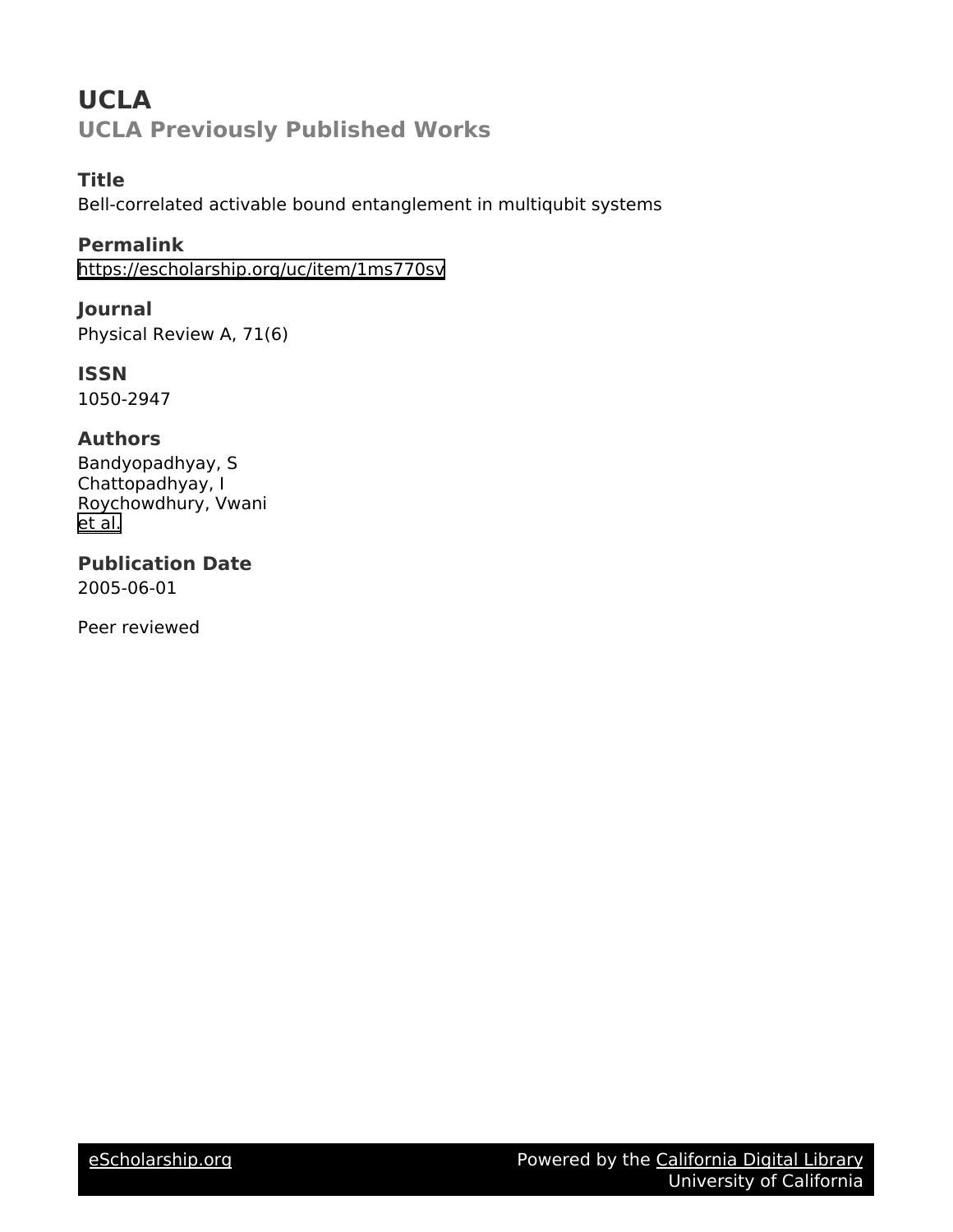# UCLA

## UCLA Previously Published Works

### Title

Bell-correlated activable bound entanglement in multiqubit systems

### Permalink

https://escholarship.org/uc/item/1ms770sv

### Journal

Physical Review A, 71(6)

### ISSN

1050-2947

### Authors

Bandyopadhyay, S
Chattopadhyay, I
Roychowdhury, Vwani
et al.

### Publication Date

2005-06-01

Peer reviewed

eScholarship.org Powered by the California Digital Library University of California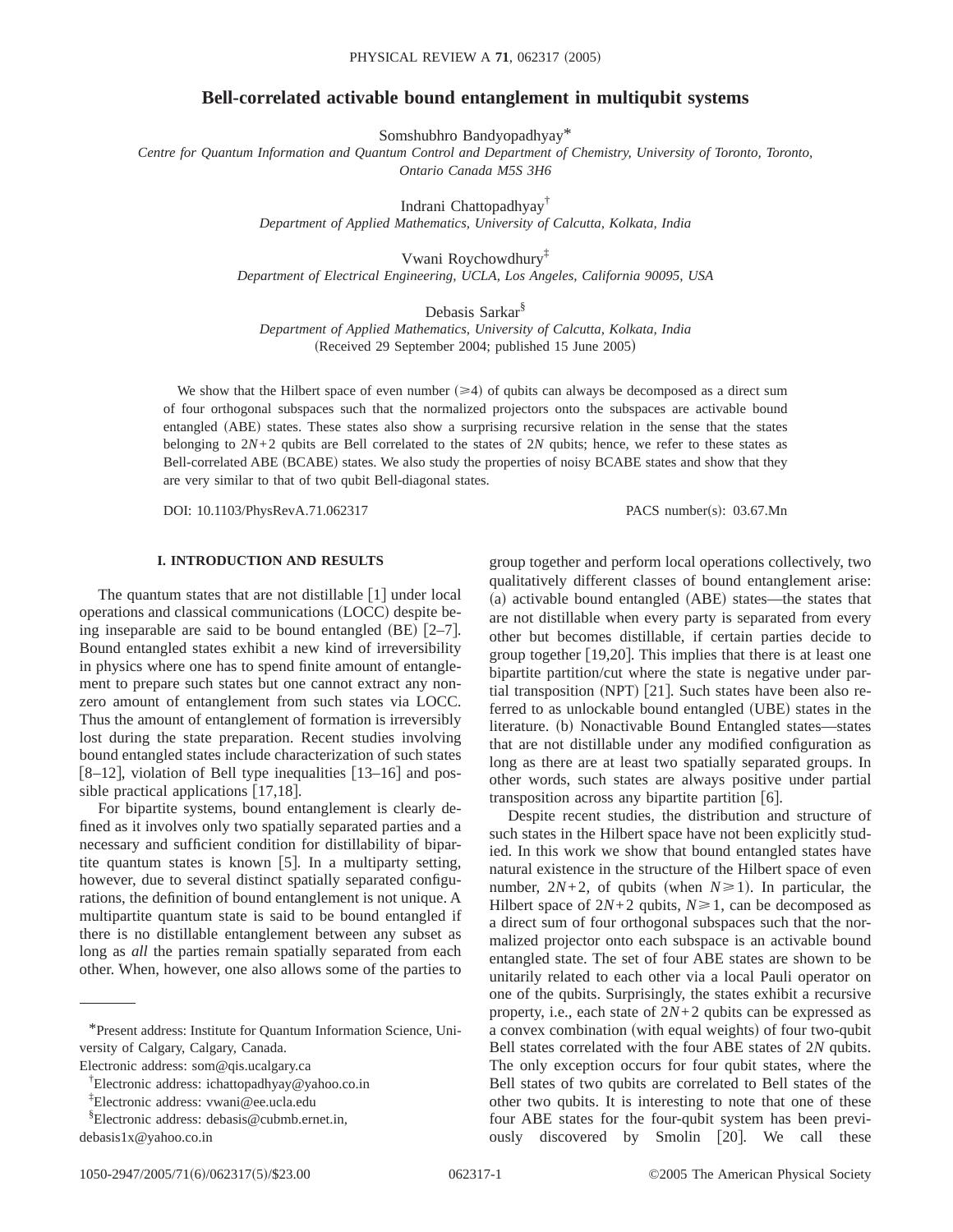# Bell-correlated activable bound entanglement in multiqubit systems

Somshubhro Bandyopadhyay*

*Centre for Quantum Information and Quantum Control and Department of Chemistry, University of Toronto, Toronto, Ontario Canada M5S 3H6*

Indrani Chattopadhyay†

*Department of Applied Mathematics, University of Calcutta, Kolkata, India*

Vwani Roychowdhury‡

*Department of Electrical Engineering, UCLA, Los Angeles, California 90095, USA*

Debasis Sarkar§

*Department of Applied Mathematics, University of Calcutta, Kolkata, India*

(Received 29 September 2004; published 15 June 2005)

We show that the Hilbert space of even number ($\geqslant 4$) of qubits can always be decomposed as a direct sum of four orthogonal subspaces such that the normalized projectors onto the subspaces are activable bound entangled (ABE) states. These states also show a surprising recursive relation in the sense that the states belonging to $2N+2$ qubits are Bell correlated to the states of $2N$ qubits; hence, we refer to these states as Bell-correlated ABE (BCABE) states. We also study the properties of noisy BCABE states and show that they are very similar to that of two qubit Bell-diagonal states.

DOI: 10.1103/PhysRevA.71.062317 PACS number(s): 03.67.Mn

## I. INTRODUCTION AND RESULTS

The quantum states that are not distillable [1] under local operations and classical communications (LOCC) despite being inseparable are said to be bound entangled (BE) [2–7]. Bound entangled states exhibit a new kind of irreversibility in physics where one has to spend finite amount of entanglement to prepare such states but one cannot extract any nonzero amount of entanglement from such states via LOCC. Thus the amount of entanglement of formation is irreversibly lost during the state preparation. Recent studies involving bound entangled states include characterization of such states [8–12], violation of Bell type inequalities [13–16] and possible practical applications [17,18].

For bipartite systems, bound entanglement is clearly defined as it involves only two spatially separated parties and a necessary and sufficient condition for distillability of bipartite quantum states is known [5]. In a multiparty setting, however, due to several distinct spatially separated configurations, the definition of bound entanglement is not unique. A multipartite quantum state is said to be bound entangled if there is no distillable entanglement between any subset as long as *all* the parties remain spatially separated from each other. When, however, one also allows some of the parties to group together and perform local operations collectively, two qualitatively different classes of bound entanglement arise: (a) activable bound entangled (ABE) states—the states that are not distillable when every party is separated from every other but becomes distillable, if certain parties decide to group together [19,20]. This implies that there is at least one bipartite partition/cut where the state is negative under partial transposition (NPT) [21]. Such states have been also referred to as unlockable bound entangled (UBE) states in the literature. (b) Nonactivable Bound Entangled states—states that are not distillable under any modified configuration as long as there are at least two spatially separated groups. In other words, such states are always positive under partial transposition across any bipartite partition [6].

Despite recent studies, the distribution and structure of such states in the Hilbert space have not been explicitly studied. In this work we show that bound entangled states have natural existence in the structure of the Hilbert space of even number, $2N+2$, of qubits (when $N\geqslant 1$). In particular, the Hilbert space of $2N+2$ qubits, $N\geqslant 1$, can be decomposed as a direct sum of four orthogonal subspaces such that the normalized projector onto each subspace is an activable bound entangled state. The set of four ABE states are shown to be unitarily related to each other via a local Pauli operator on one of the qubits. Surprisingly, the states exhibit a recursive property, i.e., each state of $2N+2$ qubits can be expressed as a convex combination (with equal weights) of four two-qubit Bell states correlated with the four ABE states of $2N$ qubits. The only exception occurs for four qubit states, where the Bell states of two qubits are correlated to Bell states of the other two qubits. It is interesting to note that one of these four ABE states for the four-qubit system has been previously discovered by Smolin [20]. We call these

---

*Present address: Institute for Quantum Information Science, University of Calgary, Calgary, Canada.
Electronic address: som@qis.ucalgary.ca

†Electronic address: ichattopadhyay@yahoo.co.in

‡Electronic address: vwani@ee.ucla.edu

§Electronic address: debasis@cubmb.ernet.in, debasis1x@yahoo.co.in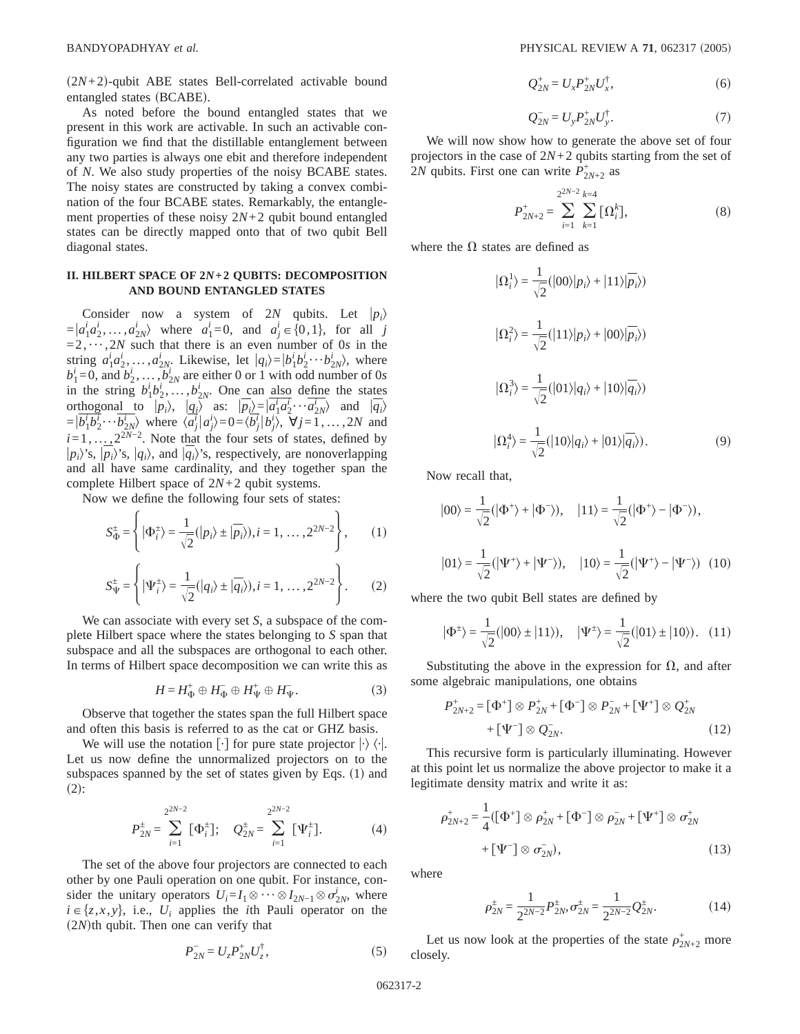$(2N+2)$-qubit ABE states Bell-correlated activable bound entangled states (BCABE).

As noted before the bound entangled states that we present in this work are activable. In such an activable configuration we find that the distillable entanglement between any two parties is always one ebit and therefore independent of $N$. We also study properties of the noisy BCABE states. The noisy states are constructed by taking a convex combination of the four BCABE states. Remarkably, the entanglement properties of these noisy $2N+2$ qubit bound entangled states can be directly mapped onto that of two qubit Bell diagonal states.

## II. HILBERT SPACE OF 2N+2 QUBITS: DECOMPOSITION AND BOUND ENTANGLED STATES

Consider now a system of $2N$ qubits. Let $|p_i\rangle = |a_1^i a_2^i, \ldots, a_{2N}^i\rangle$ where $a_1^i = 0$, and $a_j^i \in \{0,1\}$, for all $j = 2, \cdots, 2N$ such that there is an even number of 0s in the string $a_1^i a_2^i, \ldots, a_{2N}^i$. Likewise, let $|q_i\rangle = |b_1^i b_2^i \cdots b_{2N}^i\rangle$, where $b_1^i = 0$, and $b_2^i, \ldots, b_{2N}^i$ are either 0 or 1 with odd number of 0s in the string $b_1^i b_2^i, \ldots, b_{2N}^i$. One can also define the states orthogonal to $|p_i\rangle$, $|q_i\rangle$ as: $|\overline{p_i}\rangle = |\overline{a_1^i}\,\overline{a_2^i} \cdots \overline{a_{2N}^i}\rangle$ and $|\overline{q_i}\rangle = |\overline{b_1^i}\,\overline{b_2^i} \cdots \overline{b_{2N}^i}\rangle$ where $\langle \overline{a_j^i} | a_j^i \rangle = 0 = \langle \overline{b_j^i} | b_j^i \rangle$, $\forall j = 1, \ldots, 2N$ and $i = 1, \ldots, 2^{2N-2}$. Note that the four sets of states, defined by $|p_i\rangle$'s, $|\overline{p_i}\rangle$'s, $|q_i\rangle$, and $|\overline{q_i}\rangle$'s, respectively, are nonoverlapping and all have same cardinality, and they together span the complete Hilbert space of $2N+2$ qubit systems.

Now we define the following four sets of states:

$$S_\Phi^\pm = \left\{ |\Phi_i^\pm\rangle = \frac{1}{\sqrt{2}}(|p_i\rangle \pm |\overline{p_i}\rangle), i = 1, \ldots, 2^{2N-2} \right\}, \tag{1}$$

$$S_\Psi^\pm = \left\{ |\Psi_i^\pm\rangle = \frac{1}{\sqrt{2}}(|q_i\rangle \pm |\overline{q_i}\rangle), i = 1, \ldots, 2^{2N-2} \right\}. \tag{2}$$

We can associate with every set $S$, a subspace of the complete Hilbert space where the states belonging to $S$ span that subspace and all the subspaces are orthogonal to each other. In terms of Hilbert space decomposition we can write this as

$$H = H_\Phi^+ \oplus H_\Phi^- \oplus H_\Psi^+ \oplus H_\Psi^-. \tag{3}$$

Observe that together the states span the full Hilbert space and often this basis is referred to as the cat or GHZ basis.

We will use the notation $[\cdot]$ for pure state projector $|\cdot\rangle\langle\cdot|$. Let us now define the unnormalized projectors on to the subspaces spanned by the set of states given by Eqs. (1) and (2):

$$P_{2N}^\pm = \sum_{i=1}^{2^{2N-2}} [\Phi_i^\pm]; \quad Q_{2N}^\pm = \sum_{i=1}^{2^{2N-2}} [\Psi_i^\pm]. \tag{4}$$

The set of the above four projectors are connected to each other by one Pauli operation on one qubit. For instance, consider the unitary operators $U_i = I_1 \otimes \cdots \otimes I_{2N-1} \otimes \sigma_{2N}^i$, where $i \in \{z, x, y\}$, i.e., $U_i$ applies the $i$th Pauli operator on the $(2N)$th qubit. Then one can verify that

$$P_{2N}^- = U_z P_{2N}^+ U_z^\dagger, \tag{5}$$

$$Q_{2N}^+ = U_x P_{2N}^+ U_x^\dagger, \tag{6}$$

$$Q_{2N}^- = U_y P_{2N}^+ U_y^\dagger. \tag{7}$$

We will now show how to generate the above set of four projectors in the case of $2N+2$ qubits starting from the set of $2N$ qubits. First one can write $P_{2N+2}^+$ as

$$P_{2N+2}^+ = \sum_{i=1}^{2^{2N-2}} \sum_{k=1}^{k=4} [\Omega_i^k], \tag{8}$$

where the $\Omega$ states are defined as

$$|\Omega_i^1\rangle = \frac{1}{\sqrt{2}}(|00\rangle|p_i\rangle + |11\rangle|\overline{p_i}\rangle)$$

$$|\Omega_i^2\rangle = \frac{1}{\sqrt{2}}(|11\rangle|p_i\rangle + |00\rangle|\overline{p_i}\rangle)$$

$$|\Omega_i^3\rangle = \frac{1}{\sqrt{2}}(|01\rangle|q_i\rangle + |10\rangle|\overline{q_i}\rangle)$$

$$|\Omega_i^4\rangle = \frac{1}{\sqrt{2}}(|10\rangle|q_i\rangle + |01\rangle|\overline{q_i}\rangle). \tag{9}$$

Now recall that,

$$|00\rangle = \frac{1}{\sqrt{2}}(|\Phi^+\rangle + |\Phi^-\rangle), \quad |11\rangle = \frac{1}{\sqrt{2}}(|\Phi^+\rangle - |\Phi^-\rangle),$$

$$|01\rangle = \frac{1}{\sqrt{2}}(|\Psi^+\rangle + |\Psi^-\rangle), \quad |10\rangle = \frac{1}{\sqrt{2}}(|\Psi^+\rangle - |\Psi^-\rangle) \tag{10}$$

where the two qubit Bell states are defined by

$$|\Phi^\pm\rangle = \frac{1}{\sqrt{2}}(|00\rangle \pm |11\rangle), \quad |\Psi^\pm\rangle = \frac{1}{\sqrt{2}}(|01\rangle \pm |10\rangle). \tag{11}$$

Substituting the above in the expression for $\Omega$, and after some algebraic manipulations, one obtains

$$P_{2N+2}^+ = [\Phi^+] \otimes P_{2N}^+ + [\Phi^-] \otimes P_{2N}^- + [\Psi^+] \otimes Q_{2N}^+ + [\Psi^-] \otimes Q_{2N}^-. \tag{12}$$

This recursive form is particularly illuminating. However at this point let us normalize the above projector to make it a legitimate density matrix and write it as:

$$\rho_{2N+2}^+ = \frac{1}{4}([\Phi^+] \otimes \rho_{2N}^+ + [\Phi^-] \otimes \rho_{2N}^- + [\Psi^+] \otimes \sigma_{2N}^+ + [\Psi^-] \otimes \sigma_{2N}^-), \tag{13}$$

where

$$\rho_{2N}^\pm = \frac{1}{2^{2N-2}} P_{2N}^\pm, \sigma_{2N}^\pm = \frac{1}{2^{2N-2}} Q_{2N}^\pm. \tag{14}$$

Let us now look at the properties of the state $\rho_{2N+2}^+$ more closely.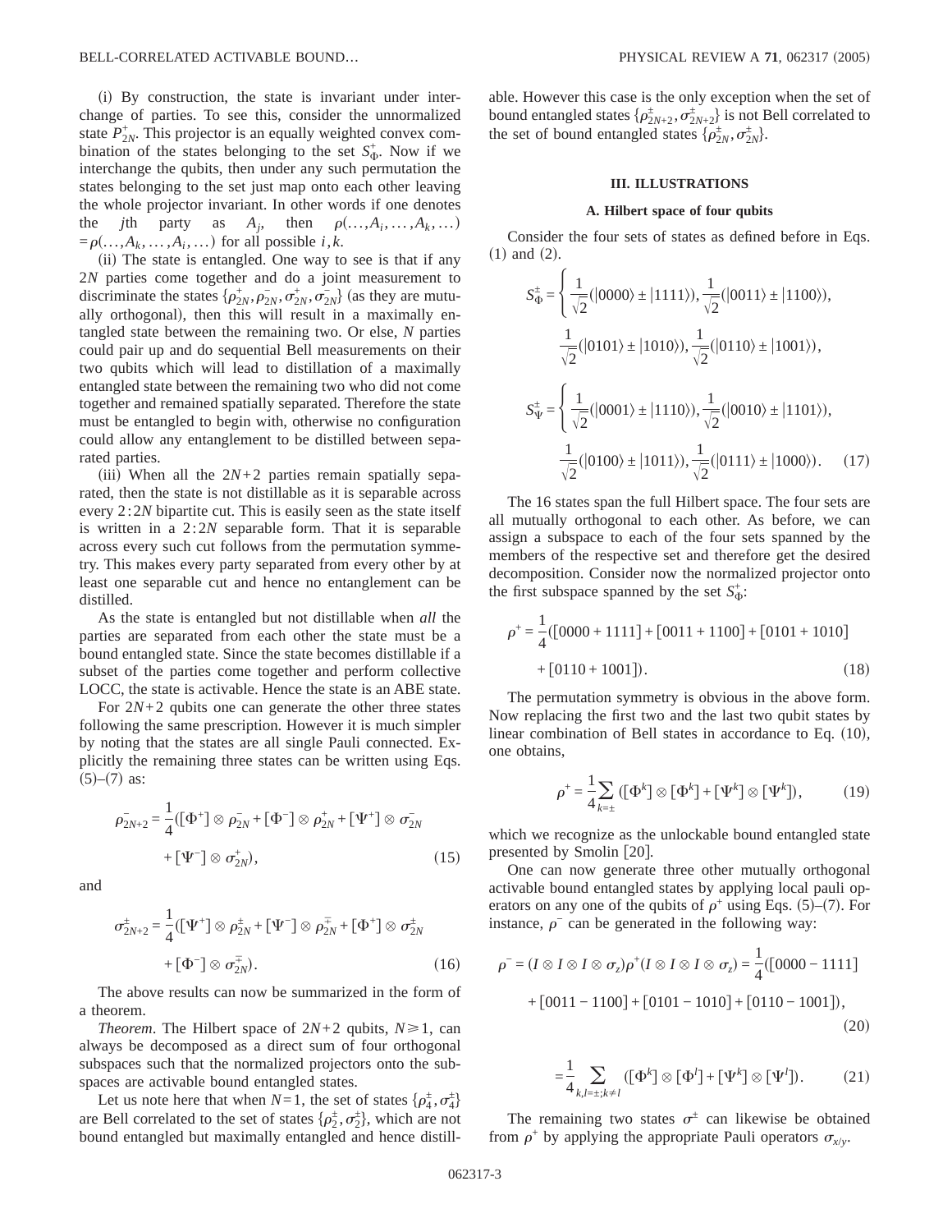(i) By construction, the state is invariant under interchange of parties. To see this, consider the unnormalized state $P_{2N}^{+}$. This projector is an equally weighted convex combination of the states belonging to the set $S_{\Phi}^{+}$. Now if we interchange the qubits, then under any such permutation the states belonging to the set just map onto each other leaving the whole projector invariant. In other words if one denotes the $j$th party as $A_j$, then $\rho(\ldots,A_i,\ldots,A_k,\ldots) = \rho(\ldots,A_k,\ldots,A_i,\ldots)$ for all possible $i,k$.

(ii) The state is entangled. One way to see is that if any $2N$ parties come together and do a joint measurement to discriminate the states $\{\rho_{2N}^{+},\rho_{2N}^{-},\sigma_{2N}^{+},\sigma_{2N}^{-}\}$ (as they are mutually orthogonal), then this will result in a maximally entangled state between the remaining two. Or else, $N$ parties could pair up and do sequential Bell measurements on their two qubits which will lead to distillation of a maximally entangled state between the remaining two who did not come together and remained spatially separated. Therefore the state must be entangled to begin with, otherwise no configuration could allow any entanglement to be distilled between separated parties.

(iii) When all the $2N+2$ parties remain spatially separated, then the state is not distillable as it is separable across every $2:2N$ bipartite cut. This is easily seen as the state itself is written in a $2:2N$ separable form. That it is separable across every such cut follows from the permutation symmetry. This makes every party separated from every other by at least one separable cut and hence no entanglement can be distilled.

As the state is entangled but not distillable when *all* the parties are separated from each other the state must be a bound entangled state. Since the state becomes distillable if a subset of the parties come together and perform collective LOCC, the state is activable. Hence the state is an ABE state.

For $2N+2$ qubits one can generate the other three states following the same prescription. However it is much simpler by noting that the states are all single Pauli connected. Explicitly the remaining three states can be written using Eqs. (5)–(7) as:

$$\rho_{2N+2}^{-} = \frac{1}{4}([\Phi^{+}] \otimes \rho_{2N}^{-} + [\Phi^{-}] \otimes \rho_{2N}^{+} + [\Psi^{+}] \otimes \sigma_{2N}^{-} + [\Psi^{-}] \otimes \sigma_{2N}^{+}), \tag{15}$$

and

$$\sigma_{2N+2}^{\pm} = \frac{1}{4}([\Psi^{+}] \otimes \rho_{2N}^{\pm} + [\Psi^{-}] \otimes \rho_{2N}^{\mp} + [\Phi^{+}] \otimes \sigma_{2N}^{\pm} + [\Phi^{-}] \otimes \sigma_{2N}^{\mp}). \tag{16}$$

The above results can now be summarized in the form of a theorem.

*Theorem*. The Hilbert space of $2N+2$ qubits, $N \geqslant 1$, can always be decomposed as a direct sum of four orthogonal subspaces such that the normalized projectors onto the subspaces are activable bound entangled states.

Let us note here that when $N=1$, the set of states $\{\rho_4^{\pm},\sigma_4^{\pm}\}$ are Bell correlated to the set of states $\{\rho_2^{\pm},\sigma_2^{\pm}\}$, which are not bound entangled but maximally entangled and hence distillable. However this case is the only exception when the set of bound entangled states $\{\rho_{2N+2}^{\pm},\sigma_{2N+2}^{\pm}\}$ is not Bell correlated to the set of bound entangled states $\{\rho_{2N}^{\pm},\sigma_{2N}^{\pm}\}$.

## III. ILLUSTRATIONS

### A. Hilbert space of four qubits

Consider the four sets of states as defined before in Eqs. (1) and (2).

$$S_{\Phi}^{\pm} = \left\{ \frac{1}{\sqrt{2}}(|0000\rangle \pm |1111\rangle), \frac{1}{\sqrt{2}}(|0011\rangle \pm |1100\rangle), \frac{1}{\sqrt{2}}(|0101\rangle \pm |1010\rangle), \frac{1}{\sqrt{2}}(|0110\rangle \pm |1001\rangle), \right.$$

$$S_{\Psi}^{\pm} = \left\{ \frac{1}{\sqrt{2}}(|0001\rangle \pm |1110\rangle), \frac{1}{\sqrt{2}}(|0010\rangle \pm |1101\rangle), \frac{1}{\sqrt{2}}(|0100\rangle \pm |1011\rangle), \frac{1}{\sqrt{2}}(|0111\rangle \pm |1000\rangle). \right. \tag{17}$$

The 16 states span the full Hilbert space. The four sets are all mutually orthogonal to each other. As before, we can assign a subspace to each of the four sets spanned by the members of the respective set and therefore get the desired decomposition. Consider now the normalized projector onto the first subspace spanned by the set $S_{\Phi}^{+}$:

$$\rho^{+} = \frac{1}{4}([0000+1111] + [0011+1100] + [0101+1010] + [0110+1001]). \tag{18}$$

The permutation symmetry is obvious in the above form. Now replacing the first two and the last two qubit states by linear combination of Bell states in accordance to Eq. (10), one obtains,

$$\rho^{+} = \frac{1}{4}\sum_{k=\pm} ([\Phi^{k}] \otimes [\Phi^{k}] + [\Psi^{k}] \otimes [\Psi^{k}]), \tag{19}$$

which we recognize as the unlockable bound entangled state presented by Smolin [20].

One can now generate three other mutually orthogonal activable bound entangled states by applying local pauli operators on any one of the qubits of $\rho^{+}$ using Eqs. (5)–(7). For instance, $\rho^{-}$ can be generated in the following way:

$$\rho^{-} = (I \otimes I \otimes I \otimes \sigma_z)\rho^{+}(I \otimes I \otimes I \otimes \sigma_z) = \frac{1}{4}([0000-1111] + [0011-1100] + [0101-1010] + [0110-1001]), \tag{20}$$

$$= \frac{1}{4}\sum_{k,l=\pm;k\neq l} ([\Phi^{k}] \otimes [\Phi^{l}] + [\Psi^{k}] \otimes [\Psi^{l}]). \tag{21}$$

The remaining two states $\sigma^{\pm}$ can likewise be obtained from $\rho^{+}$ by applying the appropriate Pauli operators $\sigma_{x/y}$.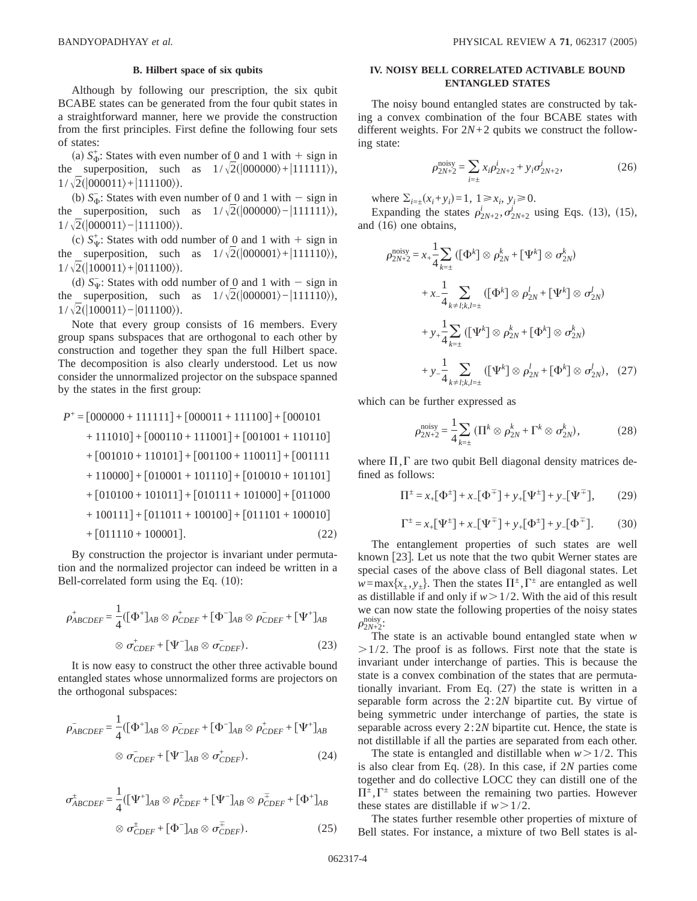### B. Hilbert space of six qubits

Although by following our prescription, the six qubit BCABE states can be generated from the four qubit states in a straightforward manner, here we provide the construction from the first principles. First define the following four sets of states:

(a) $S_{\Phi}^{+}$: States with even number of 0 and 1 with + sign in the superposition, such as $1/\sqrt{2}(|000000\rangle+|111111\rangle)$, $1/\sqrt{2}(|000011\rangle+|111100\rangle)$.

(b) $S_{\Phi}^{-}$: States with even number of 0 and 1 with − sign in the superposition, such as $1/\sqrt{2}(|000000\rangle-|111111\rangle)$, $1/\sqrt{2}(|000011\rangle-|111100\rangle)$.

(c) $S_{\Psi}^{+}$: States with odd number of 0 and 1 with + sign in the superposition, such as $1/\sqrt{2}(|000001\rangle+|111110\rangle)$, $1/\sqrt{2}(|100011\rangle+|011100\rangle)$.

(d) $S_{\Psi}^{-}$: States with odd number of 0 and 1 with − sign in the superposition, such as $1/\sqrt{2}(|000001\rangle-|111110\rangle)$, $1/\sqrt{2}(|100011\rangle-|011100\rangle)$.

Note that every group consists of 16 members. Every group spans subspaces that are orthogonal to each other by construction and together they span the full Hilbert space. The decomposition is also clearly understood. Let us now consider the unnormalized projector on the subspace spanned by the states in the first group:

$$
\begin{aligned}
P^{+} = {} & [000000 + 111111] + [000011 + 111100] + [000101 \\
& + 111010] + [000110 + 111001] + [001001 + 110110] \\
& + [001010 + 110101] + [001100 + 110011] + [001111 \\
& + 110000] + [010001 + 101110] + [010010 + 101101] \\
& + [010100 + 101011] + [010111 + 101000] + [011000 \\
& + 100111] + [011011 + 100100] + [011101 + 100010] \\
& + [011110 + 100001]. \qquad (22)
\end{aligned}
$$

By construction the projector is invariant under permutation and the normalized projector can indeed be written in a Bell-correlated form using the Eq. (10):

$$
\rho_{ABCDEF}^{+} = \frac{1}{4}([\Phi^{+}]_{AB} \otimes \rho_{CDEF}^{+} + [\Phi^{-}]_{AB} \otimes \rho_{CDEF}^{-} + [\Psi^{+}]_{AB} \otimes \sigma_{CDEF}^{+} + [\Psi^{-}]_{AB} \otimes \sigma_{CDEF}^{-}). \qquad (23)
$$

It is now easy to construct the other three activable bound entangled states whose unnormalized forms are projectors on the orthogonal subspaces:

$$
\rho_{ABCDEF}^{-} = \frac{1}{4}([\Phi^{+}]_{AB} \otimes \rho_{CDEF}^{-} + [\Phi^{-}]_{AB} \otimes \rho_{CDEF}^{+} + [\Psi^{+}]_{AB} \otimes \sigma_{CDEF}^{-} + [\Psi^{-}]_{AB} \otimes \sigma_{CDEF}^{+}). \qquad (24)
$$

$$
\sigma_{ABCDEF}^{\pm} = \frac{1}{4}([\Psi^{+}]_{AB} \otimes \rho_{CDEF}^{\pm} + [\Psi^{-}]_{AB} \otimes \rho_{CDEF}^{\mp} + [\Phi^{+}]_{AB} \otimes \sigma_{CDEF}^{\pm} + [\Phi^{-}]_{AB} \otimes \sigma_{CDEF}^{\mp}). \qquad (25)
$$

## IV. NOISY BELL CORRELATED ACTIVABLE BOUND ENTANGLED STATES

The noisy bound entangled states are constructed by taking a convex combination of the four BCABE states with different weights. For $2N+2$ qubits we construct the following state:

$$
\rho_{2N+2}^{\text{noisy}} = \sum_{i=\pm} x_i \rho_{2N+2}^{i} + y_i \sigma_{2N+2}^{i}, \qquad (26)
$$

where $\Sigma_{i=\pm}(x_i+y_i)=1$, $1 \geq x_i,\ y_i \geq 0$.

Expanding the states $\rho_{2N+2}^{i}, \sigma_{2N+2}^{i}$ using Eqs. (13), (15), and (16) one obtains,

$$
\begin{aligned}
\rho_{2N+2}^{\text{noisy}} = {} & x_{+}\frac{1}{4}\sum_{k=\pm}([\Phi^{k}] \otimes \rho_{2N}^{k} + [\Psi^{k}] \otimes \sigma_{2N}^{k}) \\
& + x_{-}\frac{1}{4}\sum_{k\neq l;k,l=\pm}([\Phi^{k}] \otimes \rho_{2N}^{l} + [\Psi^{k}] \otimes \sigma_{2N}^{l}) \\
& + y_{+}\frac{1}{4}\sum_{k=\pm}([\Psi^{k}] \otimes \rho_{2N}^{k} + [\Phi^{k}] \otimes \sigma_{2N}^{k}) \\
& + y_{-}\frac{1}{4}\sum_{k\neq l;k,l=\pm}([\Psi^{k}] \otimes \rho_{2N}^{l} + [\Phi^{k}] \otimes \sigma_{2N}^{l}), \qquad (27)
\end{aligned}
$$

which can be further expressed as

$$
\rho_{2N+2}^{\text{noisy}} = \frac{1}{4}\sum_{k=\pm}(\Pi^{k} \otimes \rho_{2N}^{k} + \Gamma^{k} \otimes \sigma_{2N}^{k}), \qquad (28)
$$

where $\Pi, \Gamma$ are two qubit Bell diagonal density matrices defined as follows:

$$
\Pi^{\pm} = x_{+}[\Phi^{\pm}] + x_{-}[\Phi^{\mp}] + y_{+}[\Psi^{\pm}] + y_{-}[\Psi^{\mp}], \qquad (29)
$$

$$
\Gamma^{\pm} = x_{+}[\Psi^{\pm}] + x_{-}[\Psi^{\mp}] + y_{+}[\Phi^{\pm}] + y_{-}[\Phi^{\mp}]. \qquad (30)
$$

The entanglement properties of such states are well known [23]. Let us note that the two qubit Werner states are special cases of the above class of Bell diagonal states. Let $w=\max\{x_{\pm}, y_{\pm}\}$. Then the states $\Pi^{\pm}, \Gamma^{\pm}$ are entangled as well as distillable if and only if $w>1/2$. With the aid of this result we can now state the following properties of the noisy states $\rho_{2N+2}^{\text{noisy}}$:

The state is an activable bound entangled state when $w>1/2$. The proof is as follows. First note that the state is invariant under interchange of parties. This is because the state is a convex combination of the states that are permutationally invariant. From Eq. (27) the state is written in a separable form across the $2:2N$ bipartite cut. By virtue of being symmetric under interchange of parties, the state is separable across every $2:2N$ bipartite cut. Hence, the state is not distillable if all the parties are separated from each other.

The state is entangled and distillable when $w>1/2$. This is also clear from Eq. (28). In this case, if $2N$ parties come together and do collective LOCC they can distill one of the $\Pi^{\pm}, \Gamma^{\pm}$ states between the remaining two parties. However these states are distillable if $w>1/2$.

The states further resemble other properties of mixture of Bell states. For instance, a mixture of two Bell states is al-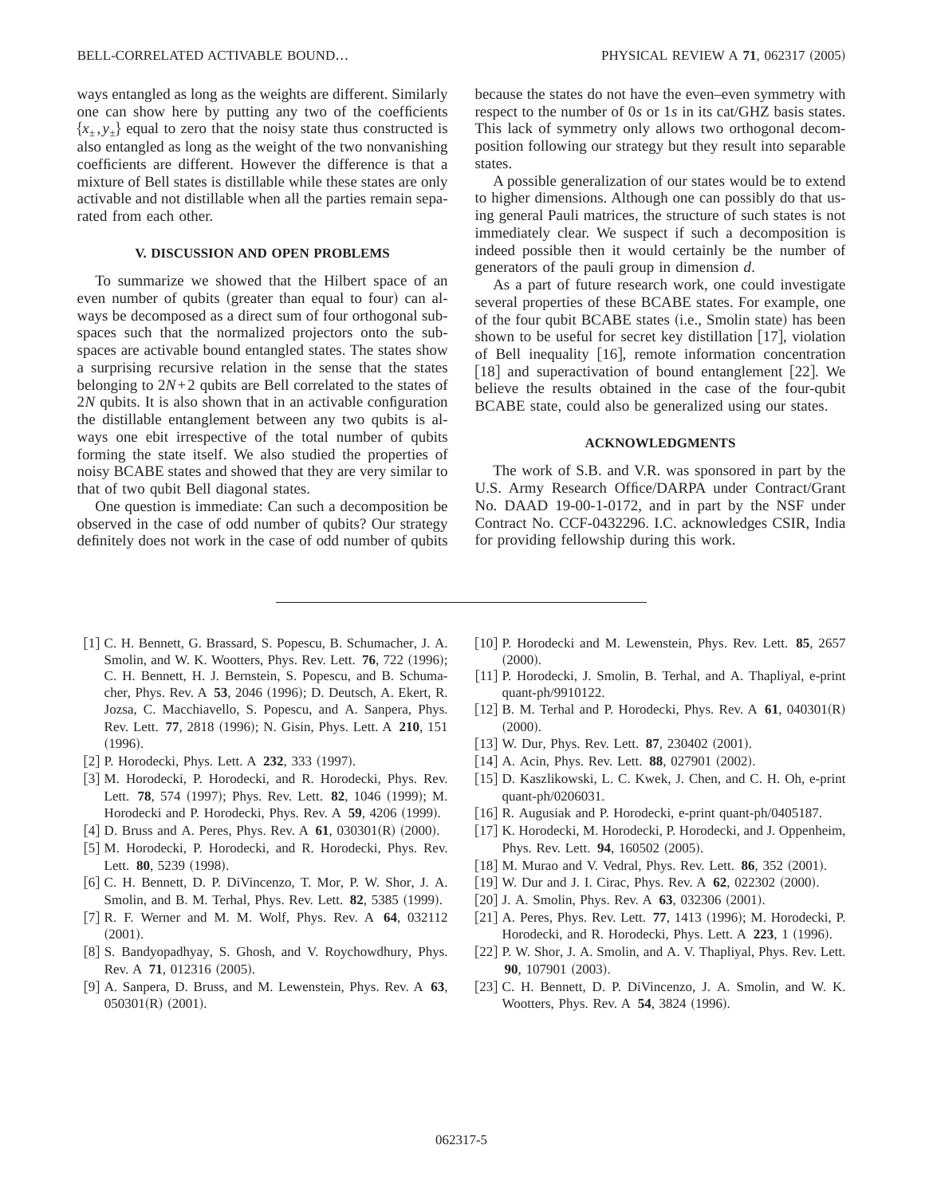ways entangled as long as the weights are different. Similarly one can show here by putting any two of the coefficients $\{x_{\pm}, y_{\pm}\}$ equal to zero that the noisy state thus constructed is also entangled as long as the weight of the two nonvanishing coefficients are different. However the difference is that a mixture of Bell states is distillable while these states are only activable and not distillable when all the parties remain separated from each other.

## V. DISCUSSION AND OPEN PROBLEMS

To summarize we showed that the Hilbert space of an even number of qubits (greater than equal to four) can always be decomposed as a direct sum of four orthogonal subspaces such that the normalized projectors onto the subspaces are activable bound entangled states. The states show a surprising recursive relation in the sense that the states belonging to $2N+2$ qubits are Bell correlated to the states of $2N$ qubits. It is also shown that in an activable configuration the distillable entanglement between any two qubits is always one ebit irrespective of the total number of qubits forming the state itself. We also studied the properties of noisy BCABE states and showed that they are very similar to that of two qubit Bell diagonal states.

One question is immediate: Can such a decomposition be observed in the case of odd number of qubits? Our strategy definitely does not work in the case of odd number of qubits because the states do not have the even–even symmetry with respect to the number of 0*s* or 1*s* in its cat/GHZ basis states. This lack of symmetry only allows two orthogonal decomposition following our strategy but they result into separable states.

A possible generalization of our states would be to extend to higher dimensions. Although one can possibly do that using general Pauli matrices, the structure of such states is not immediately clear. We suspect if such a decomposition is indeed possible then it would certainly be the number of generators of the pauli group in dimension $d$.

As a part of future research work, one could investigate several properties of these BCABE states. For example, one of the four qubit BCABE states (i.e., Smolin state) has been shown to be useful for secret key distillation [17], violation of Bell inequality [16], remote information concentration [18] and superactivation of bound entanglement [22]. We believe the results obtained in the case of the four-qubit BCABE state, could also be generalized using our states.

## ACKNOWLEDGMENTS

The work of S.B. and V.R. was sponsored in part by the U.S. Army Research Office/DARPA under Contract/Grant No. DAAD 19-00-1-0172, and in part by the NSF under Contract No. CCF-0432296. I.C. acknowledges CSIR, India for providing fellowship during this work.

---

[1] C. H. Bennett, G. Brassard, S. Popescu, B. Schumacher, J. A. Smolin, and W. K. Wootters, Phys. Rev. Lett. **76**, 722 (1996); C. H. Bennett, H. J. Bernstein, S. Popescu, and B. Schumacher, Phys. Rev. A **53**, 2046 (1996); D. Deutsch, A. Ekert, R. Jozsa, C. Macchiavello, S. Popescu, and A. Sanpera, Phys. Rev. Lett. **77**, 2818 (1996); N. Gisin, Phys. Lett. A **210**, 151 (1996).

[2] P. Horodecki, Phys. Lett. A **232**, 333 (1997).

[3] M. Horodecki, P. Horodecki, and R. Horodecki, Phys. Rev. Lett. **78**, 574 (1997); Phys. Rev. Lett. **82**, 1046 (1999); M. Horodecki and P. Horodecki, Phys. Rev. A **59**, 4206 (1999).

[4] D. Bruss and A. Peres, Phys. Rev. A **61**, 030301(R) (2000).

[5] M. Horodecki, P. Horodecki, and R. Horodecki, Phys. Rev. Lett. **80**, 5239 (1998).

[6] C. H. Bennett, D. P. DiVincenzo, T. Mor, P. W. Shor, J. A. Smolin, and B. M. Terhal, Phys. Rev. Lett. **82**, 5385 (1999).

[7] R. F. Werner and M. M. Wolf, Phys. Rev. A **64**, 032112 (2001).

[8] S. Bandyopadhyay, S. Ghosh, and V. Roychowdhury, Phys. Rev. A **71**, 012316 (2005).

[9] A. Sanpera, D. Bruss, and M. Lewenstein, Phys. Rev. A **63**, 050301(R) (2001).

[10] P. Horodecki and M. Lewenstein, Phys. Rev. Lett. **85**, 2657 (2000).

[11] P. Horodecki, J. Smolin, B. Terhal, and A. Thapliyal, e-print quant-ph/9910122.

[12] B. M. Terhal and P. Horodecki, Phys. Rev. A **61**, 040301(R) (2000).

[13] W. Dur, Phys. Rev. Lett. **87**, 230402 (2001).

[14] A. Acin, Phys. Rev. Lett. **88**, 027901 (2002).

[15] D. Kaszlikowski, L. C. Kwek, J. Chen, and C. H. Oh, e-print quant-ph/0206031.

[16] R. Augusiak and P. Horodecki, e-print quant-ph/0405187.

[17] K. Horodecki, M. Horodecki, P. Horodecki, and J. Oppenheim, Phys. Rev. Lett. **94**, 160502 (2005).

[18] M. Murao and V. Vedral, Phys. Rev. Lett. **86**, 352 (2001).

[19] W. Dur and J. I. Cirac, Phys. Rev. A **62**, 022302 (2000).

[20] J. A. Smolin, Phys. Rev. A **63**, 032306 (2001).

[21] A. Peres, Phys. Rev. Lett. **77**, 1413 (1996); M. Horodecki, P. Horodecki, and R. Horodecki, Phys. Lett. A **223**, 1 (1996).

[22] P. W. Shor, J. A. Smolin, and A. V. Thapliyal, Phys. Rev. Lett. **90**, 107901 (2003).

[23] C. H. Bennett, D. P. DiVincenzo, J. A. Smolin, and W. K. Wootters, Phys. Rev. A **54**, 3824 (1996).